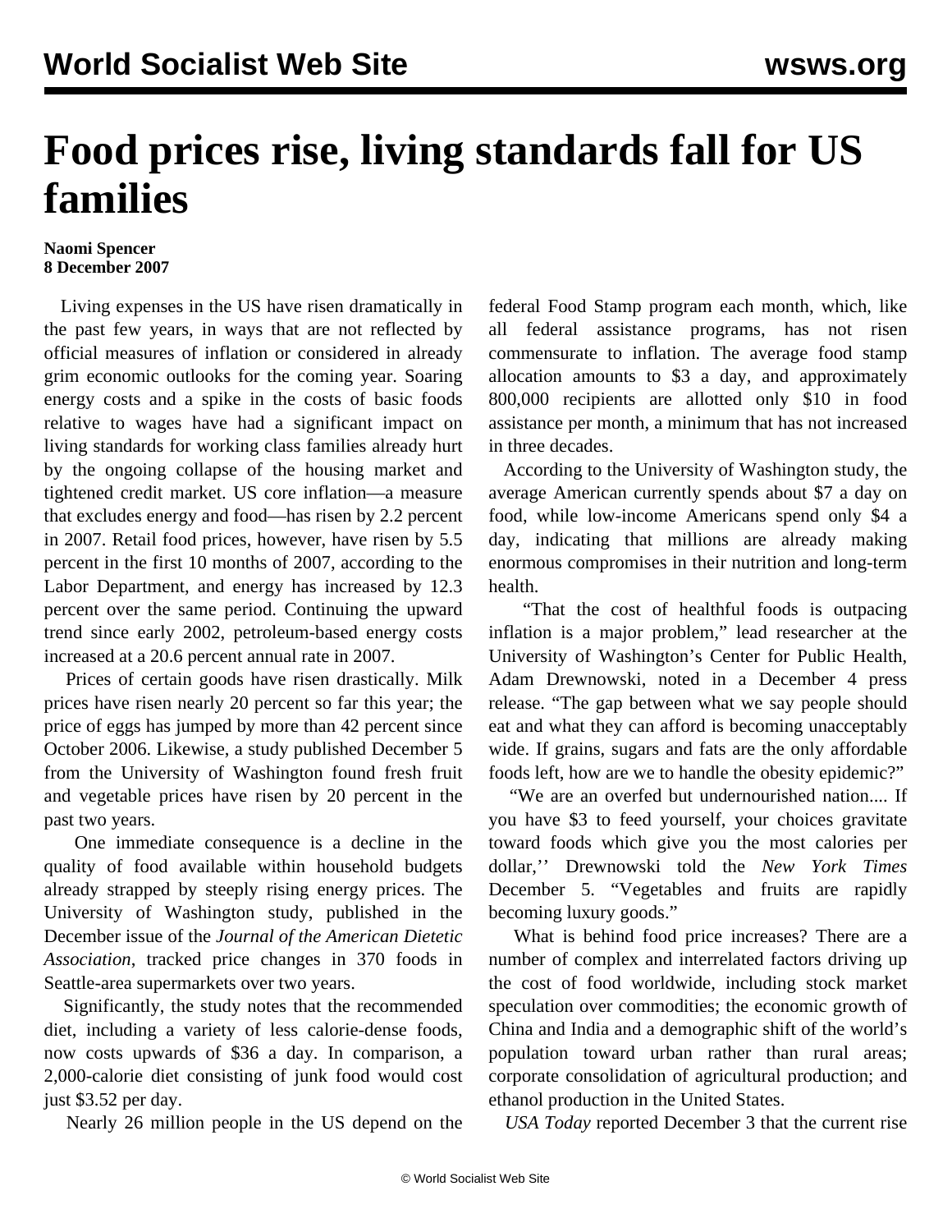# Food prices rise, living standards fall for US families

**Naomi Spencer**
**8 December 2007**

Living expenses in the US have risen dramatically in the past few years, in ways that are not reflected by official measures of inflation or considered in already grim economic outlooks for the coming year. Soaring energy costs and a spike in the costs of basic foods relative to wages have had a significant impact on living standards for working class families already hurt by the ongoing collapse of the housing market and tightened credit market. US core inflation—a measure that excludes energy and food—has risen by 2.2 percent in 2007. Retail food prices, however, have risen by 5.5 percent in the first 10 months of 2007, according to the Labor Department, and energy has increased by 12.3 percent over the same period. Continuing the upward trend since early 2002, petroleum-based energy costs increased at a 20.6 percent annual rate in 2007.

Prices of certain goods have risen drastically. Milk prices have risen nearly 20 percent so far this year; the price of eggs has jumped by more than 42 percent since October 2006. Likewise, a study published December 5 from the University of Washington found fresh fruit and vegetable prices have risen by 20 percent in the past two years.

One immediate consequence is a decline in the quality of food available within household budgets already strapped by steeply rising energy prices. The University of Washington study, published in the December issue of the *Journal of the American Dietetic Association*, tracked price changes in 370 foods in Seattle-area supermarkets over two years.

Significantly, the study notes that the recommended diet, including a variety of less calorie-dense foods, now costs upwards of $36 a day. In comparison, a 2,000-calorie diet consisting of junk food would cost just $3.52 per day.

Nearly 26 million people in the US depend on the federal Food Stamp program each month, which, like all federal assistance programs, has not risen commensurate to inflation. The average food stamp allocation amounts to $3 a day, and approximately 800,000 recipients are allotted only $10 in food assistance per month, a minimum that has not increased in three decades.

According to the University of Washington study, the average American currently spends about $7 a day on food, while low-income Americans spend only $4 a day, indicating that millions are already making enormous compromises in their nutrition and long-term health.

"That the cost of healthful foods is outpacing inflation is a major problem," lead researcher at the University of Washington's Center for Public Health, Adam Drewnowski, noted in a December 4 press release. "The gap between what we say people should eat and what they can afford is becoming unacceptably wide. If grains, sugars and fats are the only affordable foods left, how are we to handle the obesity epidemic?"

"We are an overfed but undernourished nation.... If you have $3 to feed yourself, your choices gravitate toward foods which give you the most calories per dollar,'' Drewnowski told the *New York Times* December 5. "Vegetables and fruits are rapidly becoming luxury goods."

What is behind food price increases? There are a number of complex and interrelated factors driving up the cost of food worldwide, including stock market speculation over commodities; the economic growth of China and India and a demographic shift of the world's population toward urban rather than rural areas; corporate consolidation of agricultural production; and ethanol production in the United States.

*USA Today* reported December 3 that the current rise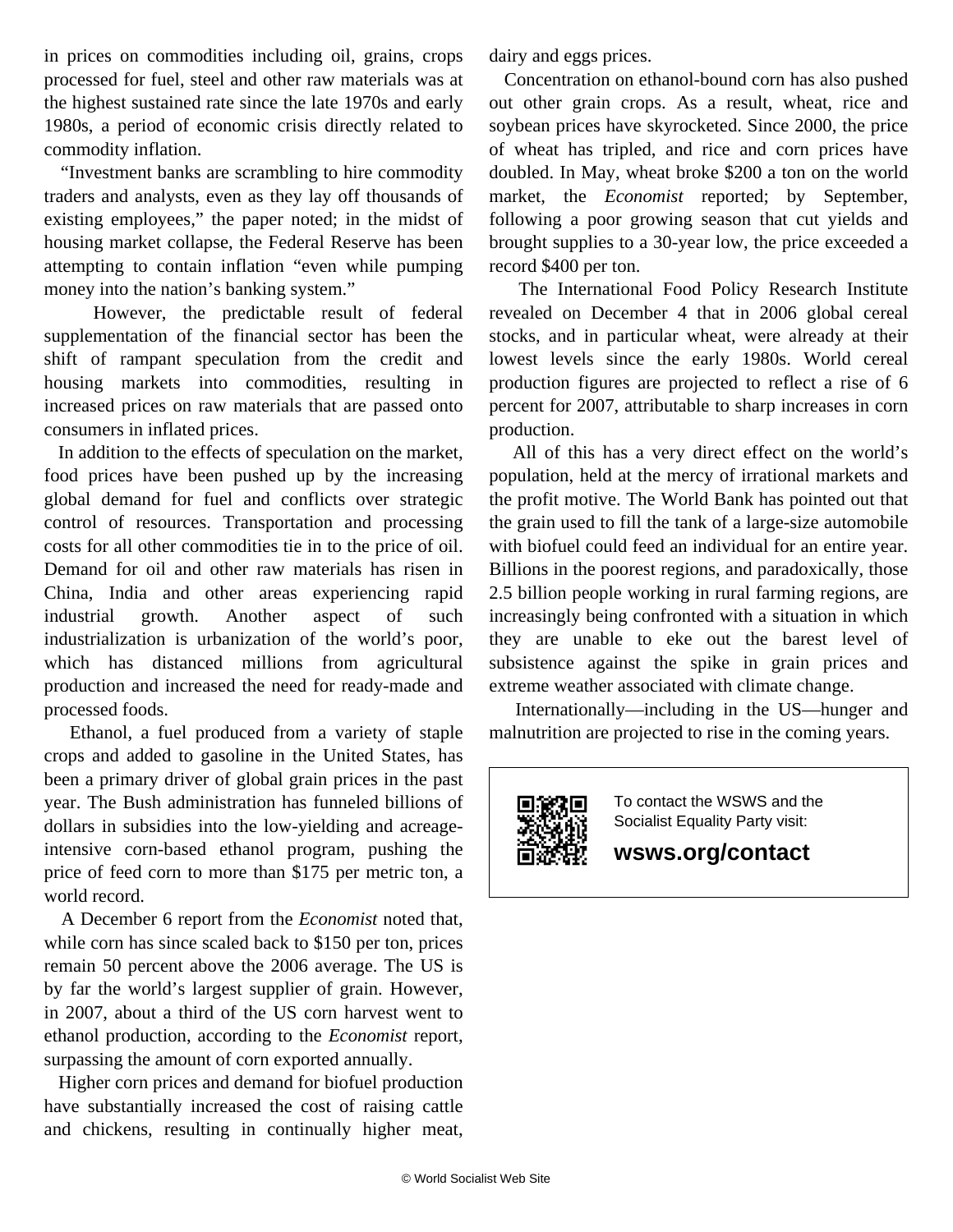in prices on commodities including oil, grains, crops processed for fuel, steel and other raw materials was at the highest sustained rate since the late 1970s and early 1980s, a period of economic crisis directly related to commodity inflation.

"Investment banks are scrambling to hire commodity traders and analysts, even as they lay off thousands of existing employees," the paper noted; in the midst of housing market collapse, the Federal Reserve has been attempting to contain inflation "even while pumping money into the nation's banking system."

However, the predictable result of federal supplementation of the financial sector has been the shift of rampant speculation from the credit and housing markets into commodities, resulting in increased prices on raw materials that are passed onto consumers in inflated prices.

In addition to the effects of speculation on the market, food prices have been pushed up by the increasing global demand for fuel and conflicts over strategic control of resources. Transportation and processing costs for all other commodities tie in to the price of oil. Demand for oil and other raw materials has risen in China, India and other areas experiencing rapid industrial growth. Another aspect of such industrialization is urbanization of the world's poor, which has distanced millions from agricultural production and increased the need for ready-made and processed foods.

Ethanol, a fuel produced from a variety of staple crops and added to gasoline in the United States, has been a primary driver of global grain prices in the past year. The Bush administration has funneled billions of dollars in subsidies into the low-yielding and acreage-intensive corn-based ethanol program, pushing the price of feed corn to more than $175 per metric ton, a world record.

A December 6 report from the *Economist* noted that, while corn has since scaled back to $150 per ton, prices remain 50 percent above the 2006 average. The US is by far the world's largest supplier of grain. However, in 2007, about a third of the US corn harvest went to ethanol production, according to the *Economist* report, surpassing the amount of corn exported annually.

Higher corn prices and demand for biofuel production have substantially increased the cost of raising cattle and chickens, resulting in continually higher meat, dairy and eggs prices.

Concentration on ethanol-bound corn has also pushed out other grain crops. As a result, wheat, rice and soybean prices have skyrocketed. Since 2000, the price of wheat has tripled, and rice and corn prices have doubled. In May, wheat broke $200 a ton on the world market, the *Economist* reported; by September, following a poor growing season that cut yields and brought supplies to a 30-year low, the price exceeded a record $400 per ton.

The International Food Policy Research Institute revealed on December 4 that in 2006 global cereal stocks, and in particular wheat, were already at their lowest levels since the early 1980s. World cereal production figures are projected to reflect a rise of 6 percent for 2007, attributable to sharp increases in corn production.

All of this has a very direct effect on the world's population, held at the mercy of irrational markets and the profit motive. The World Bank has pointed out that the grain used to fill the tank of a large-size automobile with biofuel could feed an individual for an entire year. Billions in the poorest regions, and paradoxically, those 2.5 billion people working in rural farming regions, are increasingly being confronted with a situation in which they are unable to eke out the barest level of subsistence against the spike in grain prices and extreme weather associated with climate change.

Internationally—including in the US—hunger and malnutrition are projected to rise in the coming years.

To contact the WSWS and the Socialist Equality Party visit:

**wsws.org/contact**